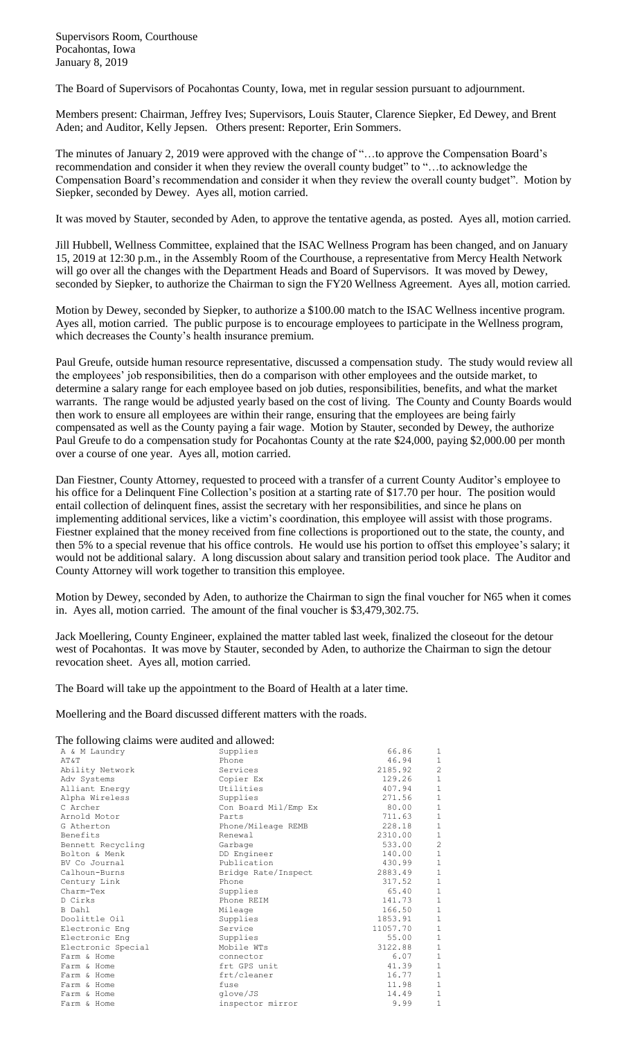Supervisors Room, Courthouse
Pocahontas, Iowa
January 8, 2019

The Board of Supervisors of Pocahontas County, Iowa, met in regular session pursuant to adjournment.

Members present: Chairman, Jeffrey Ives; Supervisors, Louis Stauter, Clarence Siepker, Ed Dewey, and Brent Aden; and Auditor, Kelly Jepsen. Others present: Reporter, Erin Sommers.

The minutes of January 2, 2019 were approved with the change of "…to approve the Compensation Board's recommendation and consider it when they review the overall county budget" to "…to acknowledge the Compensation Board's recommendation and consider it when they review the overall county budget". Motion by Siepker, seconded by Dewey. Ayes all, motion carried.

It was moved by Stauter, seconded by Aden, to approve the tentative agenda, as posted. Ayes all, motion carried.

Jill Hubbell, Wellness Committee, explained that the ISAC Wellness Program has been changed, and on January 15, 2019 at 12:30 p.m., in the Assembly Room of the Courthouse, a representative from Mercy Health Network will go over all the changes with the Department Heads and Board of Supervisors. It was moved by Dewey, seconded by Siepker, to authorize the Chairman to sign the FY20 Wellness Agreement. Ayes all, motion carried.

Motion by Dewey, seconded by Siepker, to authorize a $100.00 match to the ISAC Wellness incentive program. Ayes all, motion carried. The public purpose is to encourage employees to participate in the Wellness program, which decreases the County's health insurance premium.

Paul Greufe, outside human resource representative, discussed a compensation study. The study would review all the employees' job responsibilities, then do a comparison with other employees and the outside market, to determine a salary range for each employee based on job duties, responsibilities, benefits, and what the market warrants. The range would be adjusted yearly based on the cost of living. The County and County Boards would then work to ensure all employees are within their range, ensuring that the employees are being fairly compensated as well as the County paying a fair wage. Motion by Stauter, seconded by Dewey, the authorize Paul Greufe to do a compensation study for Pocahontas County at the rate $24,000, paying $2,000.00 per month over a course of one year. Ayes all, motion carried.

Dan Fiestner, County Attorney, requested to proceed with a transfer of a current County Auditor's employee to his office for a Delinquent Fine Collection's position at a starting rate of $17.70 per hour. The position would entail collection of delinquent fines, assist the secretary with her responsibilities, and since he plans on implementing additional services, like a victim's coordination, this employee will assist with those programs. Fiestner explained that the money received from fine collections is proportioned out to the state, the county, and then 5% to a special revenue that his office controls. He would use his portion to offset this employee's salary; it would not be additional salary. A long discussion about salary and transition period took place. The Auditor and County Attorney will work together to transition this employee.

Motion by Dewey, seconded by Aden, to authorize the Chairman to sign the final voucher for N65 when it comes in. Ayes all, motion carried. The amount of the final voucher is $3,479,302.75.

Jack Moellering, County Engineer, explained the matter tabled last week, finalized the closeout for the detour west of Pocahontas. It was move by Stauter, seconded by Aden, to authorize the Chairman to sign the detour revocation sheet. Ayes all, motion carried.

The Board will take up the appointment to the Board of Health at a later time.

Moellering and the Board discussed different matters with the roads.

The following claims were audited and allowed:

| | | | |
|---|---|---|---|
| A & M Laundry | Supplies | 66.86 | 1 |
| AT&T | Phone | 46.94 | 1 |
| Ability Network | Services | 2185.92 | 2 |
| Adv Systems | Copier Ex | 129.26 | 1 |
| Alliant Energy | Utilities | 407.94 | 1 |
| Alpha Wireless | Supplies | 271.56 | 1 |
| C Archer | Con Board Mil/Emp Ex | 80.00 | 1 |
| Arnold Motor | Parts | 711.63 | 1 |
| G Atherton | Phone/Mileage REMB | 228.18 | 1 |
| Benefits | Renewal | 2310.00 | 1 |
| Bennett Recycling | Garbage | 533.00 | 2 |
| Bolton & Menk | DD Engineer | 140.00 | 1 |
| BV Co Journal | Publication | 430.99 | 1 |
| Calhoun-Burns | Bridge Rate/Inspect | 2883.49 | 1 |
| Century Link | Phone | 317.52 | 1 |
| Charm-Tex | Supplies | 65.40 | 1 |
| D Cirks | Phone REIM | 141.73 | 1 |
| B Dahl | Mileage | 166.50 | 1 |
| Doolittle Oil | Supplies | 1853.91 | 1 |
| Electronic Eng | Service | 11057.70 | 1 |
| Electronic Eng | Supplies | 55.00 | 1 |
| Electronic Special | Mobile WTs | 3122.88 | 1 |
| Farm & Home | connector | 6.07 | 1 |
| Farm & Home | frt GPS unit | 41.39 | 1 |
| Farm & Home | frt/cleaner | 16.77 | 1 |
| Farm & Home | fuse | 11.98 | 1 |
| Farm & Home | glove/JS | 14.49 | 1 |
| Farm & Home | inspector mirror | 9.99 | 1 |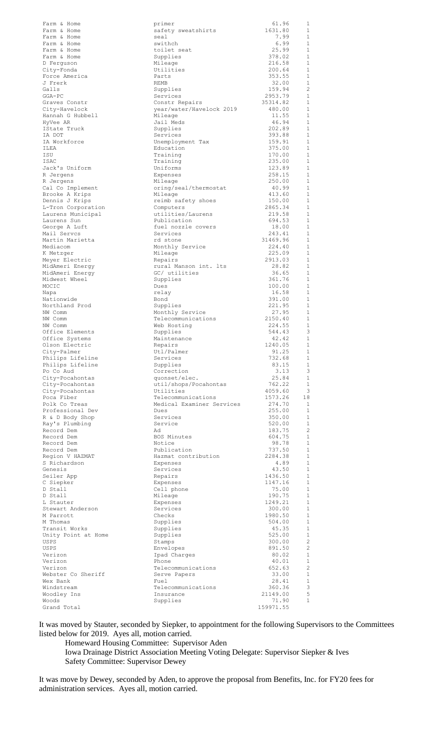| | | | |
|---|---|---|---|
| Farm & Home | primer | 61.96 | 1 |
| Farm & Home | safety sweatshirts | 1631.80 | 1 |
| Farm & Home | seal | 7.99 | 1 |
| Farm & Home | swithch | 6.99 | 1 |
| Farm & Home | toilet seat | 25.99 | 1 |
| Farm & Home | Supplies | 378.02 | 1 |
| D Ferguson | Mileage | 216.58 | 1 |
| City-Fonda | Utilities | 200.64 | 1 |
| Force America | Parts | 353.55 | 1 |
| J Frerk | REMB | 32.00 | 1 |
| Galls | Supplies | 159.94 | 2 |
| GGA-PC | Services | 2953.79 | 1 |
| Graves Constr | Constr Repairs | 35314.82 | 1 |
| City-Havelock | year/water/Havelock 2019 | 480.00 | 1 |
| Hannah G Hubbell | Mileage | 11.55 | 1 |
| HyVee AR | Jail Meds | 46.94 | 1 |
| IState Truck | Supplies | 202.89 | 1 |
| IA DOT | Services | 393.88 | 1 |
| IA Workforce | Unemployment Tax | 159.91 | 1 |
| ILEA | Education | 375.00 | 1 |
| ISU | Training | 170.00 | 1 |
| ISAC | Training | 235.00 | 1 |
| Jack's Uniform | Uniforms | 123.89 | 1 |
| R Jergens | Expenses | 258.15 | 1 |
| R Jergens | Mileage | 250.00 | 1 |
| Cal Co Implement | oring/seal/thermostat | 40.99 | 1 |
| Brooke A Krips | Mileage | 413.60 | 1 |
| Dennis J Krips | reimb safety shoes | 150.00 | 1 |
| L-Tron Corporation | Computers | 2865.34 | 1 |
| Laurens Municipal | utilities/Laurens | 219.58 | 1 |
| Laurens Sun | Publication | 694.53 | 1 |
| George A Luft | fuel nozzle covers | 18.00 | 1 |
| Mail Servcs | Services | 243.41 | 1 |
| Martin Marietta | rd stone | 31469.96 | 1 |
| Mediacom | Monthly Service | 224.40 | 1 |
| K Metzger | Mileage | 225.09 | 1 |
| Meyer Electric | Repairs | 2913.03 | 1 |
| MidAmeri Energy | rural Manson int. lts | 28.82 | 1 |
| MidAmeri Energy | GC/ utilities | 36.65 | 1 |
| Midwest Wheel | Supplies | 361.76 | 1 |
| MOCIC | Dues | 100.00 | 1 |
| Napa | relay | 16.58 | 1 |
| Nationwide | Bond | 391.00 | 1 |
| Northland Prod | Supplies | 221.95 | 1 |
| NW Comm | Monthly Service | 27.95 | 1 |
| NW Comm | Telecommunications | 2150.40 | 1 |
| NW Comm | Web Hosting | 224.55 | 1 |
| Office Elements | Supplies | 544.43 | 3 |
| Office Systems | Maintenance | 42.42 | 1 |
| Olson Electric | Repairs | 1240.05 | 1 |
| City-Palmer | Utl/Palmer | 91.25 | 1 |
| Philips Lifeline | Services | 732.68 | 1 |
| Philips Lifeline | Supplies | 83.15 | 1 |
| Po Co Aud | Correction | 3.13 | 3 |
| City-Pocahontas | quonset/elec. | 25.84 | 1 |
| City-Pocahontas | util/shops/Pocahontas | 762.22 | 1 |
| City-Pocahontas | Utilities | 4059.60 | 3 |
| Poca Fiber | Telecommunications | 1573.26 | 18 |
| Polk Co Treas | Medical Examiner Services | 274.70 | 1 |
| Professional Dev | Dues | 255.00 | 1 |
| R & D Body Shop | Services | 350.00 | 1 |
| Ray's Plumbing | Service | 520.00 | 1 |
| Record Dem | Ad | 183.75 | 2 |
| Record Dem | BOS Minutes | 604.75 | 1 |
| Record Dem | Notice | 98.78 | 1 |
| Record Dem | Publication | 737.50 | 1 |
| Region V HAZMAT | Hazmat contribution | 2284.38 | 1 |
| S Richardson | Expenses | 4.89 | 1 |
| Genesis | Services | 43.50 | 1 |
| Seiler App | Repairs | 1436.50 | 1 |
| C Siepker | Expenses | 1147.16 | 1 |
| D Stall | Cell phone | 75.00 | 1 |
| D Stall | Mileage | 190.75 | 1 |
| L Stauter | Expenses | 1249.21 | 1 |
| Stewart Anderson | Services | 300.00 | 1 |
| M Parrott | Checks | 1980.50 | 1 |
| M Thomas | Supplies | 504.00 | 1 |
| Transit Works | Supplies | 45.35 | 1 |
| Unity Point at Home | Supplies | 525.00 | 1 |
| USPS | Stamps | 300.00 | 2 |
| USPS | Envelopes | 891.50 | 2 |
| Verizon | Ipad Charges | 80.02 | 1 |
| Verizon | Phone | 40.01 | 1 |
| Verizon | Telecommunications | 652.63 | 2 |
| Webster Co Sheriff | Serve Papers | 33.00 | 1 |
| Wex Bank | Fuel | 28.41 | 1 |
| Windstream | Telecommunications | 360.36 | 3 |
| Woodley Ins | Insurance | 21149.00 | 5 |
| Woods | Supplies | 71.90 | 1 |
| Grand Total | | 159971.55 | |

It was moved by Stauter, seconded by Siepker, to appointment for the following Supervisors to the Committees listed below for 2019. Ayes all, motion carried.

Homeward Housing Committee: Supervisor Aden
Iowa Drainage District Association Meeting Voting Delegate: Supervisor Siepker & Ives
Safety Committee: Supervisor Dewey

It was move by Dewey, seconded by Aden, to approve the proposal from Benefits, Inc. for FY20 fees for administration services. Ayes all, motion carried.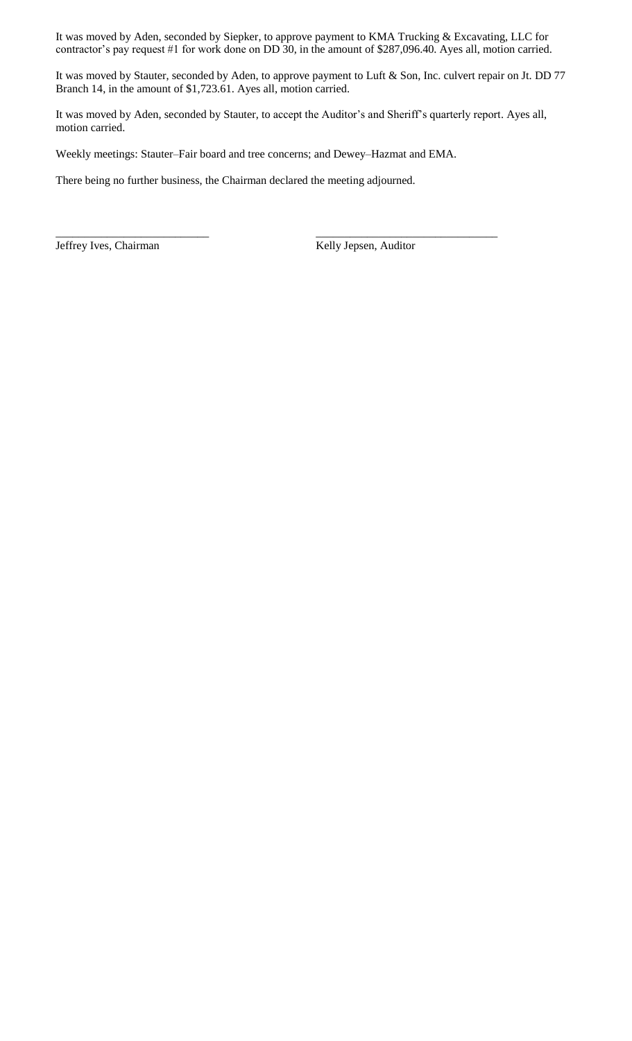It was moved by Aden, seconded by Siepker, to approve payment to KMA Trucking & Excavating, LLC for contractor's pay request #1 for work done on DD 30, in the amount of $287,096.40. Ayes all, motion carried.

It was moved by Stauter, seconded by Aden, to approve payment to Luft & Son, Inc. culvert repair on Jt. DD 77 Branch 14, in the amount of $1,723.61. Ayes all, motion carried.

It was moved by Aden, seconded by Stauter, to accept the Auditor's and Sheriff's quarterly report. Ayes all, motion carried.

Weekly meetings: Stauter–Fair board and tree concerns; and Dewey–Hazmat and EMA.

There being no further business, the Chairman declared the meeting adjourned.

\_\_\_\_\_\_\_\_\_\_\_\_\_\_\_\_\_\_\_\_\_\_\_\_\_\_\_\_ 
Jeffrey Ives, Chairman

\_\_\_\_\_\_\_\_\_\_\_\_\_\_\_\_\_\_\_\_\_\_\_\_\_\_\_\_\_\_\_\_ 
Kelly Jepsen, Auditor